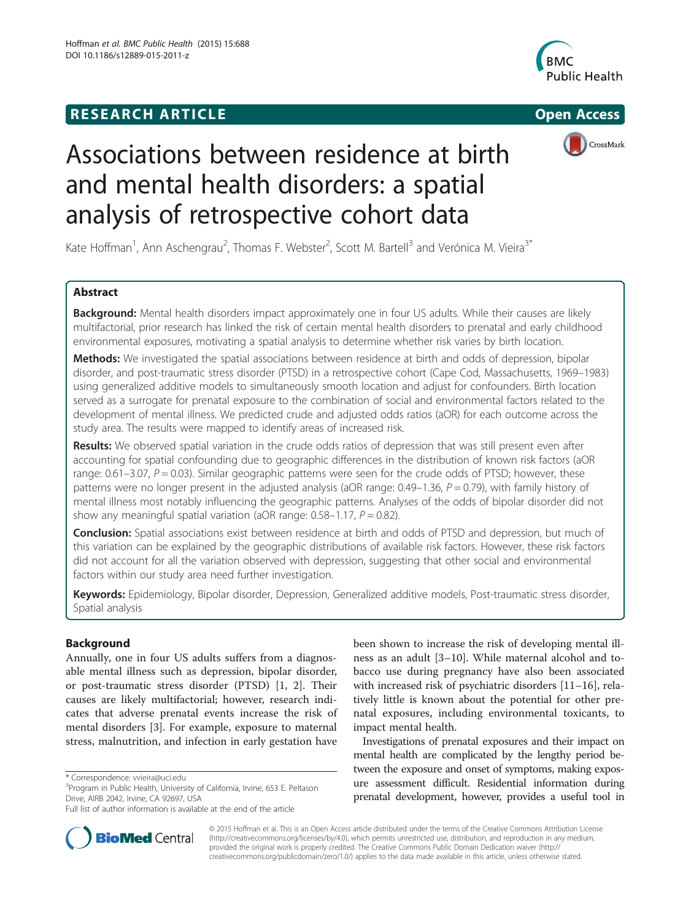RESEARCH ARTICLE

Open Access

# Associations between residence at birth and mental health disorders: a spatial analysis of retrospective cohort data

Kate Hoffman[1], Ann Aschengrau[2], Thomas F. Webster[2], Scott M. Bartell[3] and Verónica M. Vieira[3*]

## Abstract

**Background:** Mental health disorders impact approximately one in four US adults. While their causes are likely multifactorial, prior research has linked the risk of certain mental health disorders to prenatal and early childhood environmental exposures, motivating a spatial analysis to determine whether risk varies by birth location.

**Methods:** We investigated the spatial associations between residence at birth and odds of depression, bipolar disorder, and post-traumatic stress disorder (PTSD) in a retrospective cohort (Cape Cod, Massachusetts, 1969–1983) using generalized additive models to simultaneously smooth location and adjust for confounders. Birth location served as a surrogate for prenatal exposure to the combination of social and environmental factors related to the development of mental illness. We predicted crude and adjusted odds ratios (aOR) for each outcome across the study area. The results were mapped to identify areas of increased risk.

**Results:** We observed spatial variation in the crude odds ratios of depression that was still present even after accounting for spatial confounding due to geographic differences in the distribution of known risk factors (aOR range: 0.61–3.07, $P = 0.03$). Similar geographic patterns were seen for the crude odds of PTSD; however, these patterns were no longer present in the adjusted analysis (aOR range: 0.49–1.36, $P = 0.79$), with family history of mental illness most notably influencing the geographic patterns. Analyses of the odds of bipolar disorder did not show any meaningful spatial variation (aOR range: 0.58–1.17, $P = 0.82$).

**Conclusion:** Spatial associations exist between residence at birth and odds of PTSD and depression, but much of this variation can be explained by the geographic distributions of available risk factors. However, these risk factors did not account for all the variation observed with depression, suggesting that other social and environmental factors within our study area need further investigation.

**Keywords:** Epidemiology, Bipolar disorder, Depression, Generalized additive models, Post-traumatic stress disorder, Spatial analysis

## Background

Annually, one in four US adults suffers from a diagnosable mental illness such as depression, bipolar disorder, or post-traumatic stress disorder (PTSD) [1, 2]. Their causes are likely multifactorial; however, research indicates that adverse prenatal events increase the risk of mental disorders [3]. For example, exposure to maternal stress, malnutrition, and infection in early gestation have been shown to increase the risk of developing mental illness as an adult [3–10]. While maternal alcohol and tobacco use during pregnancy have also been associated with increased risk of psychiatric disorders [11–16], relatively little is known about the potential for other prenatal exposures, including environmental toxicants, to impact mental health.

Investigations of prenatal exposures and their impact on mental health are complicated by the lengthy period between the exposure and onset of symptoms, making exposure assessment difficult. Residential information during prenatal development, however, provides a useful tool in

\* Correspondence: vvieira@uci.edu
[3]Program in Public Health, University of California, Irvine, 653 E. Peltason Drive, AIRB 2042, Irvine, CA 92697, USA
Full list of author information is available at the end of the article

© 2015 Hoffman et al. This is an Open Access article distributed under the terms of the Creative Commons Attribution License (http://creativecommons.org/licenses/by/4.0), which permits unrestricted use, distribution, and reproduction in any medium, provided the original work is properly credited. The Creative Commons Public Domain Dedication waiver (http://creativecommons.org/publicdomain/zero/1.0/) applies to the data made available in this article, unless otherwise stated.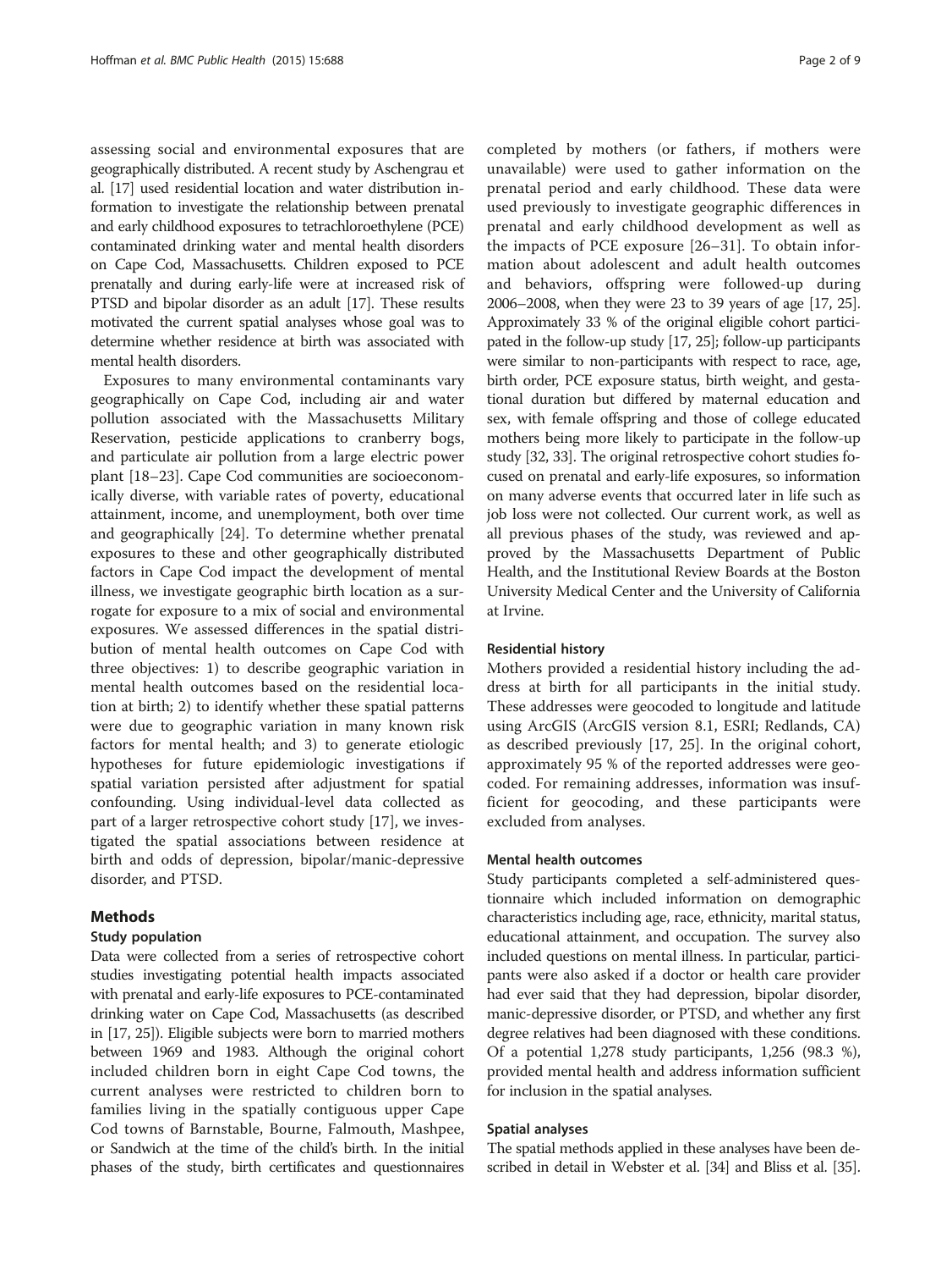assessing social and environmental exposures that are geographically distributed. A recent study by Aschengrau et al. [17] used residential location and water distribution information to investigate the relationship between prenatal and early childhood exposures to tetrachloroethylene (PCE) contaminated drinking water and mental health disorders on Cape Cod, Massachusetts. Children exposed to PCE prenatally and during early-life were at increased risk of PTSD and bipolar disorder as an adult [17]. These results motivated the current spatial analyses whose goal was to determine whether residence at birth was associated with mental health disorders.

Exposures to many environmental contaminants vary geographically on Cape Cod, including air and water pollution associated with the Massachusetts Military Reservation, pesticide applications to cranberry bogs, and particulate air pollution from a large electric power plant [18–23]. Cape Cod communities are socioeconomically diverse, with variable rates of poverty, educational attainment, income, and unemployment, both over time and geographically [24]. To determine whether prenatal exposures to these and other geographically distributed factors in Cape Cod impact the development of mental illness, we investigate geographic birth location as a surrogate for exposure to a mix of social and environmental exposures. We assessed differences in the spatial distribution of mental health outcomes on Cape Cod with three objectives: 1) to describe geographic variation in mental health outcomes based on the residential location at birth; 2) to identify whether these spatial patterns were due to geographic variation in many known risk factors for mental health; and 3) to generate etiologic hypotheses for future epidemiologic investigations if spatial variation persisted after adjustment for spatial confounding. Using individual-level data collected as part of a larger retrospective cohort study [17], we investigated the spatial associations between residence at birth and odds of depression, bipolar/manic-depressive disorder, and PTSD.

## Methods

### Study population

Data were collected from a series of retrospective cohort studies investigating potential health impacts associated with prenatal and early-life exposures to PCE-contaminated drinking water on Cape Cod, Massachusetts (as described in [17, 25]). Eligible subjects were born to married mothers between 1969 and 1983. Although the original cohort included children born in eight Cape Cod towns, the current analyses were restricted to children born to families living in the spatially contiguous upper Cape Cod towns of Barnstable, Bourne, Falmouth, Mashpee, or Sandwich at the time of the child's birth. In the initial phases of the study, birth certificates and questionnaires completed by mothers (or fathers, if mothers were unavailable) were used to gather information on the prenatal period and early childhood. These data were used previously to investigate geographic differences in prenatal and early childhood development as well as the impacts of PCE exposure [26–31]. To obtain information about adolescent and adult health outcomes and behaviors, offspring were followed-up during 2006–2008, when they were 23 to 39 years of age [17, 25]. Approximately 33 % of the original eligible cohort participated in the follow-up study [17, 25]; follow-up participants were similar to non-participants with respect to race, age, birth order, PCE exposure status, birth weight, and gestational duration but differed by maternal education and sex, with female offspring and those of college educated mothers being more likely to participate in the follow-up study [32, 33]. The original retrospective cohort studies focused on prenatal and early-life exposures, so information on many adverse events that occurred later in life such as job loss were not collected. Our current work, as well as all previous phases of the study, was reviewed and approved by the Massachusetts Department of Public Health, and the Institutional Review Boards at the Boston University Medical Center and the University of California at Irvine.

### Residential history

Mothers provided a residential history including the address at birth for all participants in the initial study. These addresses were geocoded to longitude and latitude using ArcGIS (ArcGIS version 8.1, ESRI; Redlands, CA) as described previously [17, 25]. In the original cohort, approximately 95 % of the reported addresses were geocoded. For remaining addresses, information was insufficient for geocoding, and these participants were excluded from analyses.

### Mental health outcomes

Study participants completed a self-administered questionnaire which included information on demographic characteristics including age, race, ethnicity, marital status, educational attainment, and occupation. The survey also included questions on mental illness. In particular, participants were also asked if a doctor or health care provider had ever said that they had depression, bipolar disorder, manic-depressive disorder, or PTSD, and whether any first degree relatives had been diagnosed with these conditions. Of a potential 1,278 study participants, 1,256 (98.3 %), provided mental health and address information sufficient for inclusion in the spatial analyses.

### Spatial analyses

The spatial methods applied in these analyses have been described in detail in Webster et al. [34] and Bliss et al. [35].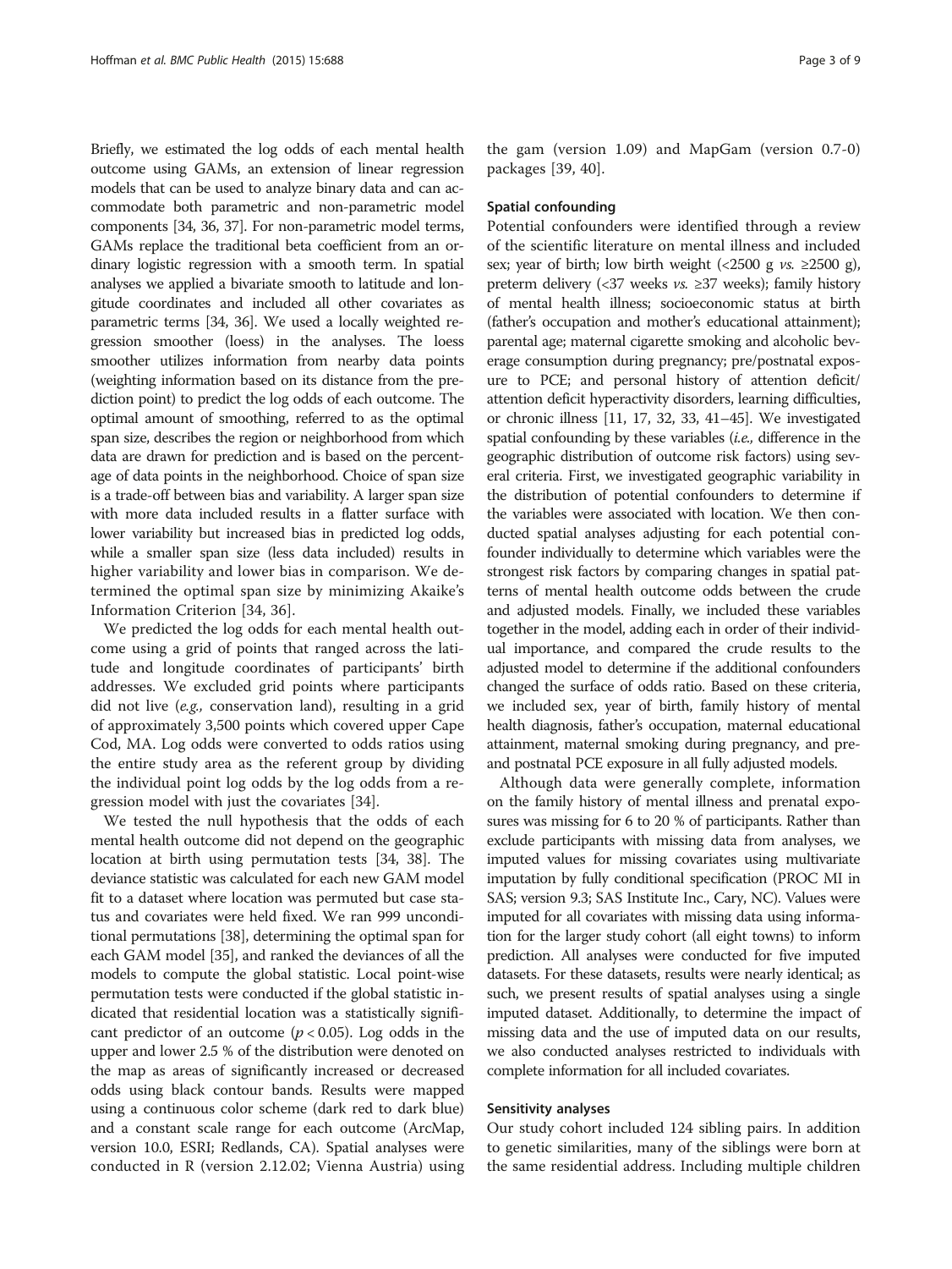Briefly, we estimated the log odds of each mental health outcome using GAMs, an extension of linear regression models that can be used to analyze binary data and can accommodate both parametric and non-parametric model components [34, 36, 37]. For non-parametric model terms, GAMs replace the traditional beta coefficient from an ordinary logistic regression with a smooth term. In spatial analyses we applied a bivariate smooth to latitude and longitude coordinates and included all other covariates as parametric terms [34, 36]. We used a locally weighted regression smoother (loess) in the analyses. The loess smoother utilizes information from nearby data points (weighting information based on its distance from the prediction point) to predict the log odds of each outcome. The optimal amount of smoothing, referred to as the optimal span size, describes the region or neighborhood from which data are drawn for prediction and is based on the percentage of data points in the neighborhood. Choice of span size is a trade-off between bias and variability. A larger span size with more data included results in a flatter surface with lower variability but increased bias in predicted log odds, while a smaller span size (less data included) results in higher variability and lower bias in comparison. We determined the optimal span size by minimizing Akaike's Information Criterion [34, 36].

We predicted the log odds for each mental health outcome using a grid of points that ranged across the latitude and longitude coordinates of participants' birth addresses. We excluded grid points where participants did not live (*e.g.,* conservation land), resulting in a grid of approximately 3,500 points which covered upper Cape Cod, MA. Log odds were converted to odds ratios using the entire study area as the referent group by dividing the individual point log odds by the log odds from a regression model with just the covariates [34].

We tested the null hypothesis that the odds of each mental health outcome did not depend on the geographic location at birth using permutation tests [34, 38]. The deviance statistic was calculated for each new GAM model fit to a dataset where location was permuted but case status and covariates were held fixed. We ran 999 unconditional permutations [38], determining the optimal span for each GAM model [35], and ranked the deviances of all the models to compute the global statistic. Local point-wise permutation tests were conducted if the global statistic indicated that residential location was a statistically significant predictor of an outcome ($p < 0.05$). Log odds in the upper and lower 2.5 % of the distribution were denoted on the map as areas of significantly increased or decreased odds using black contour bands. Results were mapped using a continuous color scheme (dark red to dark blue) and a constant scale range for each outcome (ArcMap, version 10.0, ESRI; Redlands, CA). Spatial analyses were conducted in R (version 2.12.02; Vienna Austria) using the gam (version 1.09) and MapGam (version 0.7-0) packages [39, 40].

### Spatial confounding

Potential confounders were identified through a review of the scientific literature on mental illness and included sex; year of birth; low birth weight (<2500 g *vs.* ≥2500 g), preterm delivery (<37 weeks *vs.* ≥37 weeks); family history of mental health illness; socioeconomic status at birth (father's occupation and mother's educational attainment); parental age; maternal cigarette smoking and alcoholic beverage consumption during pregnancy; pre/postnatal exposure to PCE; and personal history of attention deficit/attention deficit hyperactivity disorders, learning difficulties, or chronic illness [11, 17, 32, 33, 41–45]. We investigated spatial confounding by these variables (*i.e.,* difference in the geographic distribution of outcome risk factors) using several criteria. First, we investigated geographic variability in the distribution of potential confounders to determine if the variables were associated with location. We then conducted spatial analyses adjusting for each potential confounder individually to determine which variables were the strongest risk factors by comparing changes in spatial patterns of mental health outcome odds between the crude and adjusted models. Finally, we included these variables together in the model, adding each in order of their individual importance, and compared the crude results to the adjusted model to determine if the additional confounders changed the surface of odds ratio. Based on these criteria, we included sex, year of birth, family history of mental health diagnosis, father's occupation, maternal educational attainment, maternal smoking during pregnancy, and pre- and postnatal PCE exposure in all fully adjusted models.

Although data were generally complete, information on the family history of mental illness and prenatal exposures was missing for 6 to 20 % of participants. Rather than exclude participants with missing data from analyses, we imputed values for missing covariates using multivariate imputation by fully conditional specification (PROC MI in SAS; version 9.3; SAS Institute Inc., Cary, NC). Values were imputed for all covariates with missing data using information for the larger study cohort (all eight towns) to inform prediction. All analyses were conducted for five imputed datasets. For these datasets, results were nearly identical; as such, we present results of spatial analyses using a single imputed dataset. Additionally, to determine the impact of missing data and the use of imputed data on our results, we also conducted analyses restricted to individuals with complete information for all included covariates.

### Sensitivity analyses

Our study cohort included 124 sibling pairs. In addition to genetic similarities, many of the siblings were born at the same residential address. Including multiple children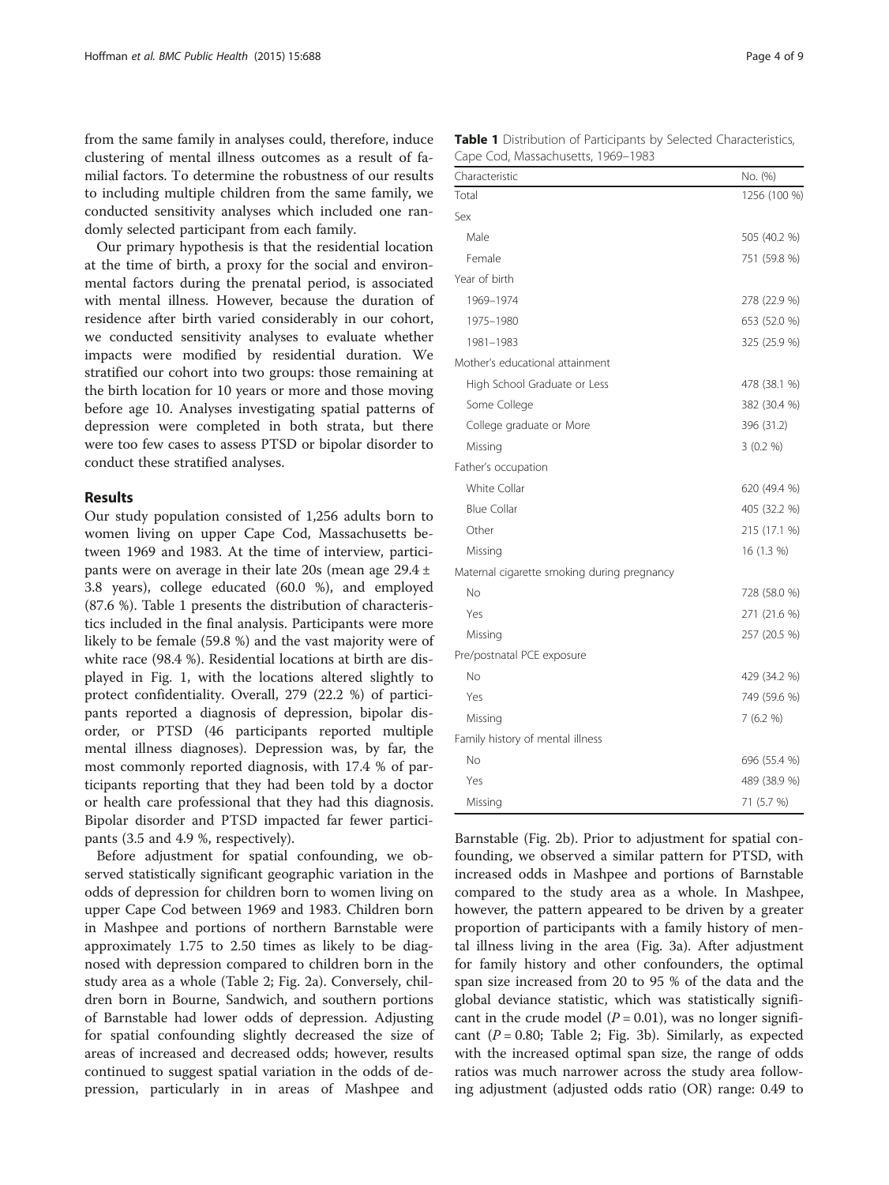from the same family in analyses could, therefore, induce clustering of mental illness outcomes as a result of familial factors. To determine the robustness of our results to including multiple children from the same family, we conducted sensitivity analyses which included one randomly selected participant from each family.

Our primary hypothesis is that the residential location at the time of birth, a proxy for the social and environmental factors during the prenatal period, is associated with mental illness. However, because the duration of residence after birth varied considerably in our cohort, we conducted sensitivity analyses to evaluate whether impacts were modified by residential duration. We stratified our cohort into two groups: those remaining at the birth location for 10 years or more and those moving before age 10. Analyses investigating spatial patterns of depression were completed in both strata, but there were too few cases to assess PTSD or bipolar disorder to conduct these stratified analyses.

## Results

Our study population consisted of 1,256 adults born to women living on upper Cape Cod, Massachusetts between 1969 and 1983. At the time of interview, participants were on average in their late 20s (mean age 29.4 ± 3.8 years), college educated (60.0 %), and employed (87.6 %). Table 1 presents the distribution of characteristics included in the final analysis. Participants were more likely to be female (59.8 %) and the vast majority were of white race (98.4 %). Residential locations at birth are displayed in Fig. 1, with the locations altered slightly to protect confidentiality. Overall, 279 (22.2 %) of participants reported a diagnosis of depression, bipolar disorder, or PTSD (46 participants reported multiple mental illness diagnoses). Depression was, by far, the most commonly reported diagnosis, with 17.4 % of participants reporting that they had been told by a doctor or health care professional that they had this diagnosis. Bipolar disorder and PTSD impacted far fewer participants (3.5 and 4.9 %, respectively).

Before adjustment for spatial confounding, we observed statistically significant geographic variation in the odds of depression for children born to women living on upper Cape Cod between 1969 and 1983. Children born in Mashpee and portions of northern Barnstable were approximately 1.75 to 2.50 times as likely to be diagnosed with depression compared to children born in the study area as a whole (Table 2; Fig. 2a). Conversely, children born in Bourne, Sandwich, and southern portions of Barnstable had lower odds of depression. Adjusting for spatial confounding slightly decreased the size of areas of increased and decreased odds; however, results continued to suggest spatial variation in the odds of depression, particularly in in areas of Mashpee and Barnstable (Fig. 2b). Prior to adjustment for spatial confounding, we observed a similar pattern for PTSD, with increased odds in Mashpee and portions of Barnstable compared to the study area as a whole. In Mashpee, however, the pattern appeared to be driven by a greater proportion of participants with a family history of mental illness living in the area (Fig. 3a). After adjustment for family history and other confounders, the optimal span size increased from 20 to 95 % of the data and the global deviance statistic, which was statistically significant in the crude model ($P = 0.01$), was no longer significant ($P = 0.80$; Table 2; Fig. 3b). Similarly, as expected with the increased optimal span size, the range of odds ratios was much narrower across the study area following adjustment (adjusted odds ratio (OR) range: 0.49 to

**Table 1** Distribution of Participants by Selected Characteristics, Cape Cod, Massachusetts, 1969–1983

| Characteristic | No. (%) |
|---|---|
| Total | 1256 (100 %) |
| Sex | |
| Male | 505 (40.2 %) |
| Female | 751 (59.8 %) |
| Year of birth | |
| 1969–1974 | 278 (22.9 %) |
| 1975–1980 | 653 (52.0 %) |
| 1981–1983 | 325 (25.9 %) |
| Mother's educational attainment | |
| High School Graduate or Less | 478 (38.1 %) |
| Some College | 382 (30.4 %) |
| College graduate or More | 396 (31.2) |
| Missing | 3 (0.2 %) |
| Father's occupation | |
| White Collar | 620 (49.4 %) |
| Blue Collar | 405 (32.2 %) |
| Other | 215 (17.1 %) |
| Missing | 16 (1.3 %) |
| Maternal cigarette smoking during pregnancy | |
| No | 728 (58.0 %) |
| Yes | 271 (21.6 %) |
| Missing | 257 (20.5 %) |
| Pre/postnatal PCE exposure | |
| No | 429 (34.2 %) |
| Yes | 749 (59.6 %) |
| Missing | 7 (6.2 %) |
| Family history of mental illness | |
| No | 696 (55.4 %) |
| Yes | 489 (38.9 %) |
| Missing | 71 (5.7 %) |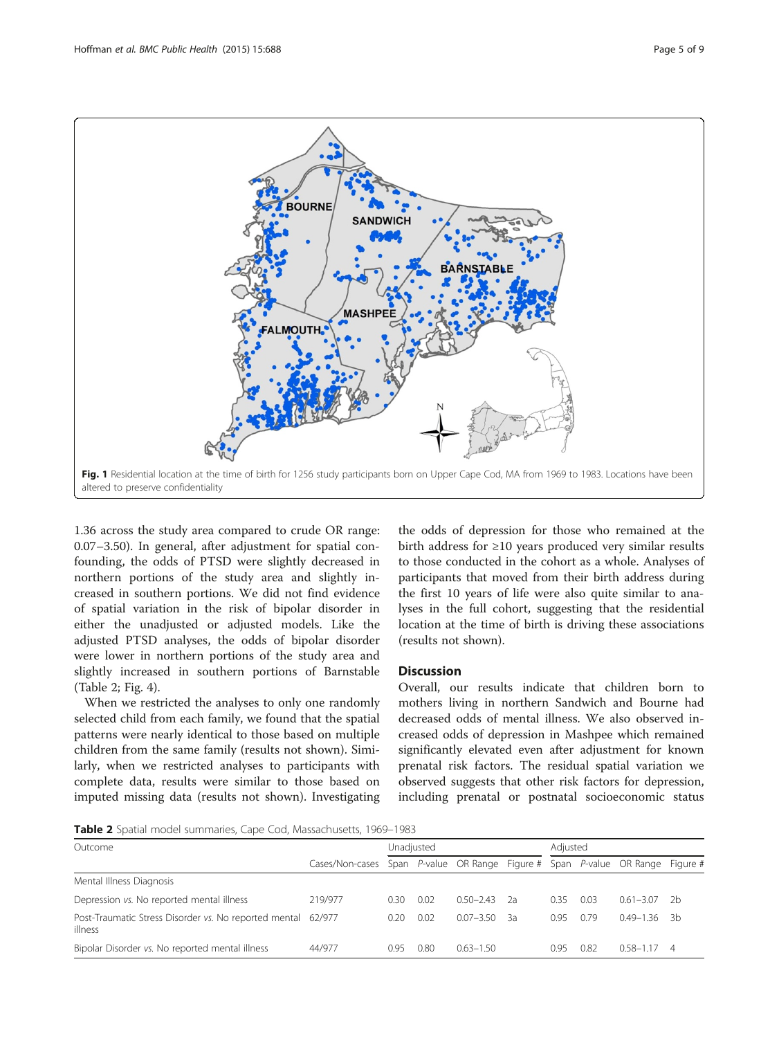Fig. 1 Residential location at the time of birth for 1256 study participants born on Upper Cape Cod, MA from 1969 to 1983. Locations have been altered to preserve confidentiality

1.36 across the study area compared to crude OR range: 0.07–3.50). In general, after adjustment for spatial confounding, the odds of PTSD were slightly decreased in northern portions of the study area and slightly increased in southern portions. We did not find evidence of spatial variation in the risk of bipolar disorder in either the unadjusted or adjusted models. Like the adjusted PTSD analyses, the odds of bipolar disorder were lower in northern portions of the study area and slightly increased in southern portions of Barnstable (Table 2; Fig. 4).

When we restricted the analyses to only one randomly selected child from each family, we found that the spatial patterns were nearly identical to those based on multiple children from the same family (results not shown). Similarly, when we restricted analyses to participants with complete data, results were similar to those based on imputed missing data (results not shown). Investigating the odds of depression for those who remained at the birth address for ≥10 years produced very similar results to those conducted in the cohort as a whole. Analyses of participants that moved from their birth address during the first 10 years of life were also quite similar to analyses in the full cohort, suggesting that the residential location at the time of birth is driving these associations (results not shown).

## Discussion

Overall, our results indicate that children born to mothers living in northern Sandwich and Bourne had decreased odds of mental illness. We also observed increased odds of depression in Mashpee which remained significantly elevated even after adjustment for known prenatal risk factors. The residual spatial variation we observed suggests that other risk factors for depression, including prenatal or postnatal socioeconomic status

**Table 2** Spatial model summaries, Cape Cod, Massachusetts, 1969–1983

| Outcome | | Unadjusted | | | | Adjusted | | | |
|---|---|---|---|---|---|---|---|---|---|
| | Cases/Non-cases | Span | *P*-value | OR Range | Figure # | Span | *P*-value | OR Range | Figure # |
| Mental Illness Diagnosis | | | | | | | | | |
| Depression *vs.* No reported mental illness | 219/977 | 0.30 | 0.02 | 0.50–2.43 | 2a | 0.35 | 0.03 | 0.61–3.07 | 2b |
| Post-Traumatic Stress Disorder *vs.* No reported mental illness | 62/977 | 0.20 | 0.02 | 0.07–3.50 | 3a | 0.95 | 0.79 | 0.49–1.36 | 3b |
| Bipolar Disorder *vs.* No reported mental illness | 44/977 | 0.95 | 0.80 | 0.63–1.50 | | 0.95 | 0.82 | 0.58–1.17 | 4 |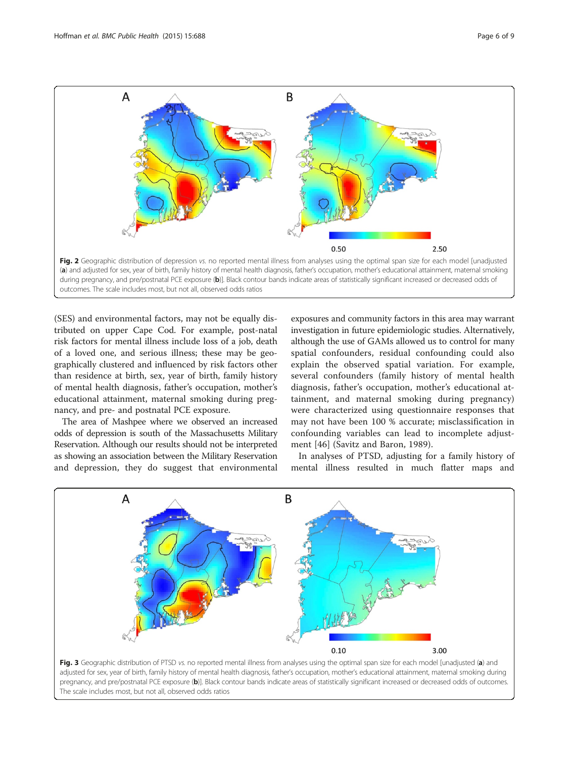**Fig. 2** Geographic distribution of depression *vs.* no reported mental illness from analyses using the optimal span size for each model [unadjusted (**a**) and adjusted for sex, year of birth, family history of mental health diagnosis, father's occupation, mother's educational attainment, maternal smoking during pregnancy, and pre/postnatal PCE exposure (**b**)]. Black contour bands indicate areas of statistically significant increased or decreased odds of outcomes. The scale includes most, but not all, observed odds ratios

(SES) and environmental factors, may not be equally distributed on upper Cape Cod. For example, post-natal risk factors for mental illness include loss of a job, death of a loved one, and serious illness; these may be geographically clustered and influenced by risk factors other than residence at birth, sex, year of birth, family history of mental health diagnosis, father's occupation, mother's educational attainment, maternal smoking during pregnancy, and pre- and postnatal PCE exposure.

The area of Mashpee where we observed an increased odds of depression is south of the Massachusetts Military Reservation. Although our results should not be interpreted as showing an association between the Military Reservation and depression, they do suggest that environmental exposures and community factors in this area may warrant investigation in future epidemiologic studies. Alternatively, although the use of GAMs allowed us to control for many spatial confounders, residual confounding could also explain the observed spatial variation. For example, several confounders (family history of mental health diagnosis, father's occupation, mother's educational attainment, and maternal smoking during pregnancy) were characterized using questionnaire responses that may not have been 100 % accurate; misclassification in confounding variables can lead to incomplete adjustment [46] (Savitz and Baron, 1989).

In analyses of PTSD, adjusting for a family history of mental illness resulted in much flatter maps and

**Fig. 3** Geographic distribution of PTSD *vs.* no reported mental illness from analyses using the optimal span size for each model [unadjusted (**a**) and adjusted for sex, year of birth, family history of mental health diagnosis, father's occupation, mother's educational attainment, maternal smoking during pregnancy, and pre/postnatal PCE exposure (**b**)]. Black contour bands indicate areas of statistically significant increased or decreased odds of outcomes. The scale includes most, but not all, observed odds ratios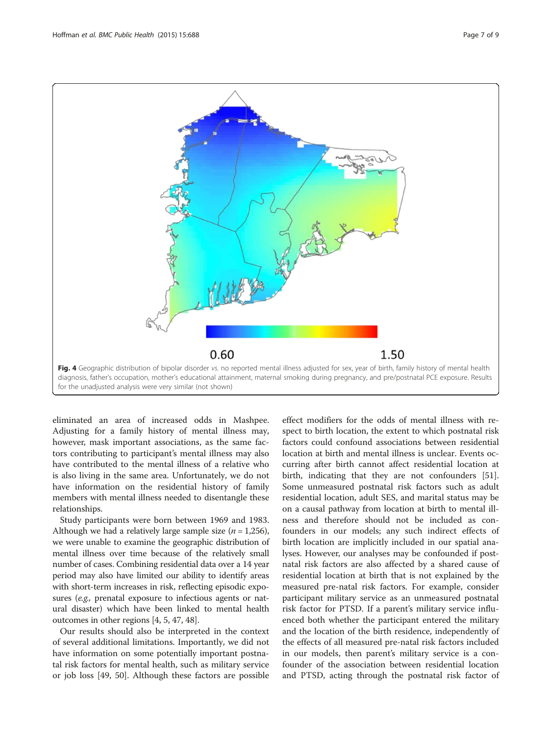**Fig. 4** Geographic distribution of bipolar disorder *vs.* no reported mental illness adjusted for sex, year of birth, family history of mental health diagnosis, father's occupation, mother's educational attainment, maternal smoking during pregnancy, and pre/postnatal PCE exposure. Results for the unadjusted analysis were very similar (not shown)

eliminated an area of increased odds in Mashpee. Adjusting for a family history of mental illness may, however, mask important associations, as the same factors contributing to participant's mental illness may also have contributed to the mental illness of a relative who is also living in the same area. Unfortunately, we do not have information on the residential history of family members with mental illness needed to disentangle these relationships.

Study participants were born between 1969 and 1983. Although we had a relatively large sample size ($n = 1,256$), we were unable to examine the geographic distribution of mental illness over time because of the relatively small number of cases. Combining residential data over a 14 year period may also have limited our ability to identify areas with short-term increases in risk, reflecting episodic exposures (*e.g.,* prenatal exposure to infectious agents or natural disaster) which have been linked to mental health outcomes in other regions [4, 5, 47, 48].

Our results should also be interpreted in the context of several additional limitations. Importantly, we did not have information on some potentially important postnatal risk factors for mental health, such as military service or job loss [49, 50]. Although these factors are possible effect modifiers for the odds of mental illness with respect to birth location, the extent to which postnatal risk factors could confound associations between residential location at birth and mental illness is unclear. Events occurring after birth cannot affect residential location at birth, indicating that they are not confounders [51]. Some unmeasured postnatal risk factors such as adult residential location, adult SES, and marital status may be on a causal pathway from location at birth to mental illness and therefore should not be included as confounders in our models; any such indirect effects of birth location are implicitly included in our spatial analyses. However, our analyses may be confounded if postnatal risk factors are also affected by a shared cause of residential location at birth that is not explained by the measured pre-natal risk factors. For example, consider participant military service as an unmeasured postnatal risk factor for PTSD. If a parent's military service influenced both whether the participant entered the military and the location of the birth residence, independently of the effects of all measured pre-natal risk factors included in our models, then parent's military service is a confounder of the association between residential location and PTSD, acting through the postnatal risk factor of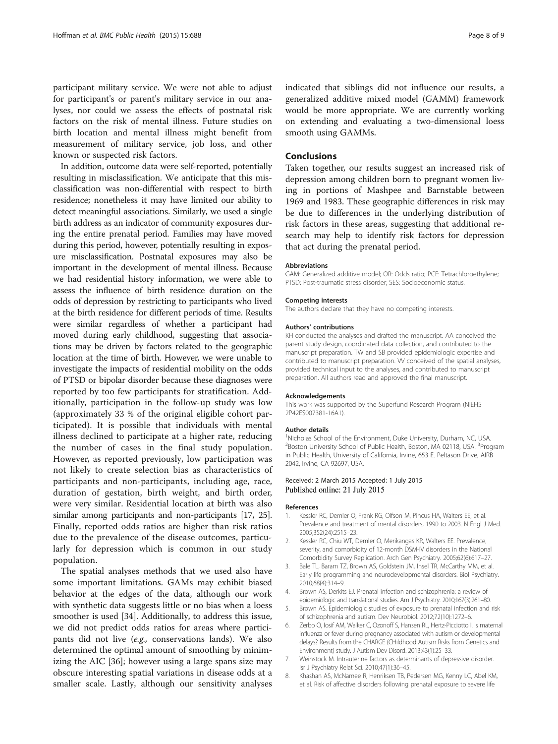participant military service. We were not able to adjust for participant's or parent's military service in our analyses, nor could we assess the effects of postnatal risk factors on the risk of mental illness. Future studies on birth location and mental illness might benefit from measurement of military service, job loss, and other known or suspected risk factors.

In addition, outcome data were self-reported, potentially resulting in misclassification. We anticipate that this misclassification was non-differential with respect to birth residence; nonetheless it may have limited our ability to detect meaningful associations. Similarly, we used a single birth address as an indicator of community exposures during the entire prenatal period. Families may have moved during this period, however, potentially resulting in exposure misclassification. Postnatal exposures may also be important in the development of mental illness. Because we had residential history information, we were able to assess the influence of birth residence duration on the odds of depression by restricting to participants who lived at the birth residence for different periods of time. Results were similar regardless of whether a participant had moved during early childhood, suggesting that associations may be driven by factors related to the geographic location at the time of birth. However, we were unable to investigate the impacts of residential mobility on the odds of PTSD or bipolar disorder because these diagnoses were reported by too few participants for stratification. Additionally, participation in the follow-up study was low (approximately 33 % of the original eligible cohort participated). It is possible that individuals with mental illness declined to participate at a higher rate, reducing the number of cases in the final study population. However, as reported previously, low participation was not likely to create selection bias as characteristics of participants and non-participants, including age, race, duration of gestation, birth weight, and birth order, were very similar. Residential location at birth was also similar among participants and non-participants [17, 25]. Finally, reported odds ratios are higher than risk ratios due to the prevalence of the disease outcomes, particularly for depression which is common in our study population.

The spatial analyses methods that we used also have some important limitations. GAMs may exhibit biased behavior at the edges of the data, although our work with synthetic data suggests little or no bias when a loess smoother is used [34]. Additionally, to address this issue, we did not predict odds ratios for areas where participants did not live (*e.g.,* conservations lands). We also determined the optimal amount of smoothing by minimizing the AIC [36]; however using a large spans size may obscure interesting spatial variations in disease odds at a smaller scale. Lastly, although our sensitivity analyses indicated that siblings did not influence our results, a generalized additive mixed model (GAMM) framework would be more appropriate. We are currently working on extending and evaluating a two-dimensional loess smooth using GAMMs.

## Conclusions

Taken together, our results suggest an increased risk of depression among children born to pregnant women living in portions of Mashpee and Barnstable between 1969 and 1983. These geographic differences in risk may be due to differences in the underlying distribution of risk factors in these areas, suggesting that additional research may help to identify risk factors for depression that act during the prenatal period.

#### Abbreviations

GAM: Generalized additive model; OR: Odds ratio; PCE: Tetrachloroethylene; PTSD: Post-traumatic stress disorder; SES: Socioeconomic status.

#### Competing interests

The authors declare that they have no competing interests.

#### Authors' contributions

KH conducted the analyses and drafted the manuscript. AA conceived the parent study design, coordinated data collection, and contributed to the manuscript preparation. TW and SB provided epidemiologic expertise and contributed to manuscript preparation. VV conceived of the spatial analyses, provided technical input to the analyses, and contributed to manuscript preparation. All authors read and approved the final manuscript.

#### Acknowledgements

This work was supported by the Superfund Research Program (NIEHS 2P42ES007381-16A1).

#### Author details

[1]Nicholas School of the Environment, Duke University, Durham, NC, USA. [2]Boston University School of Public Health, Boston, MA 02118, USA. [3]Program in Public Health, University of California, Irvine, 653 E. Peltason Drive, AIRB 2042, Irvine, CA 92697, USA.

Received: 2 March 2015 Accepted: 1 July 2015
Published online: 21 July 2015

#### References

1. Kessler RC, Demler O, Frank RG, Olfson M, Pincus HA, Walters EE, et al. Prevalence and treatment of mental disorders, 1990 to 2003. N Engl J Med. 2005;352(24):2515–23.
2. Kessler RC, Chiu WT, Demler O, Merikangas KR, Walters EE. Prevalence, severity, and comorbidity of 12-month DSM-IV disorders in the National Comorbidity Survey Replication. Arch Gen Psychiatry. 2005;62(6):617–27.
3. Bale TL, Baram TZ, Brown AS, Goldstein JM, Insel TR, McCarthy MM, et al. Early life programming and neurodevelopmental disorders. Biol Psychiatry. 2010;68(4):314–9.
4. Brown AS, Derkits EJ. Prenatal infection and schizophrenia: a review of epidemiologic and translational studies. Am J Psychiatry. 2010;167(3):261–80.
5. Brown AS. Epidemiologic studies of exposure to prenatal infection and risk of schizophrenia and autism. Dev Neurobiol. 2012;72(10):1272–6.
6. Zerbo O, Iosif AM, Walker C, Ozonoff S, Hansen RL, Hertz-Picciotto I. Is maternal influenza or fever during pregnancy associated with autism or developmental delays? Results from the CHARGE (CHildhood Autism Risks from Genetics and Environment) study. J Autism Dev Disord. 2013;43(1):25–33.
7. Weinstock M. Intrauterine factors as determinants of depressive disorder. Isr J Psychiatry Relat Sci. 2010;47(1):36–45.
8. Khashan AS, McNamee R, Henriksen TB, Pedersen MG, Kenny LC, Abel KM, et al. Risk of affective disorders following prenatal exposure to severe life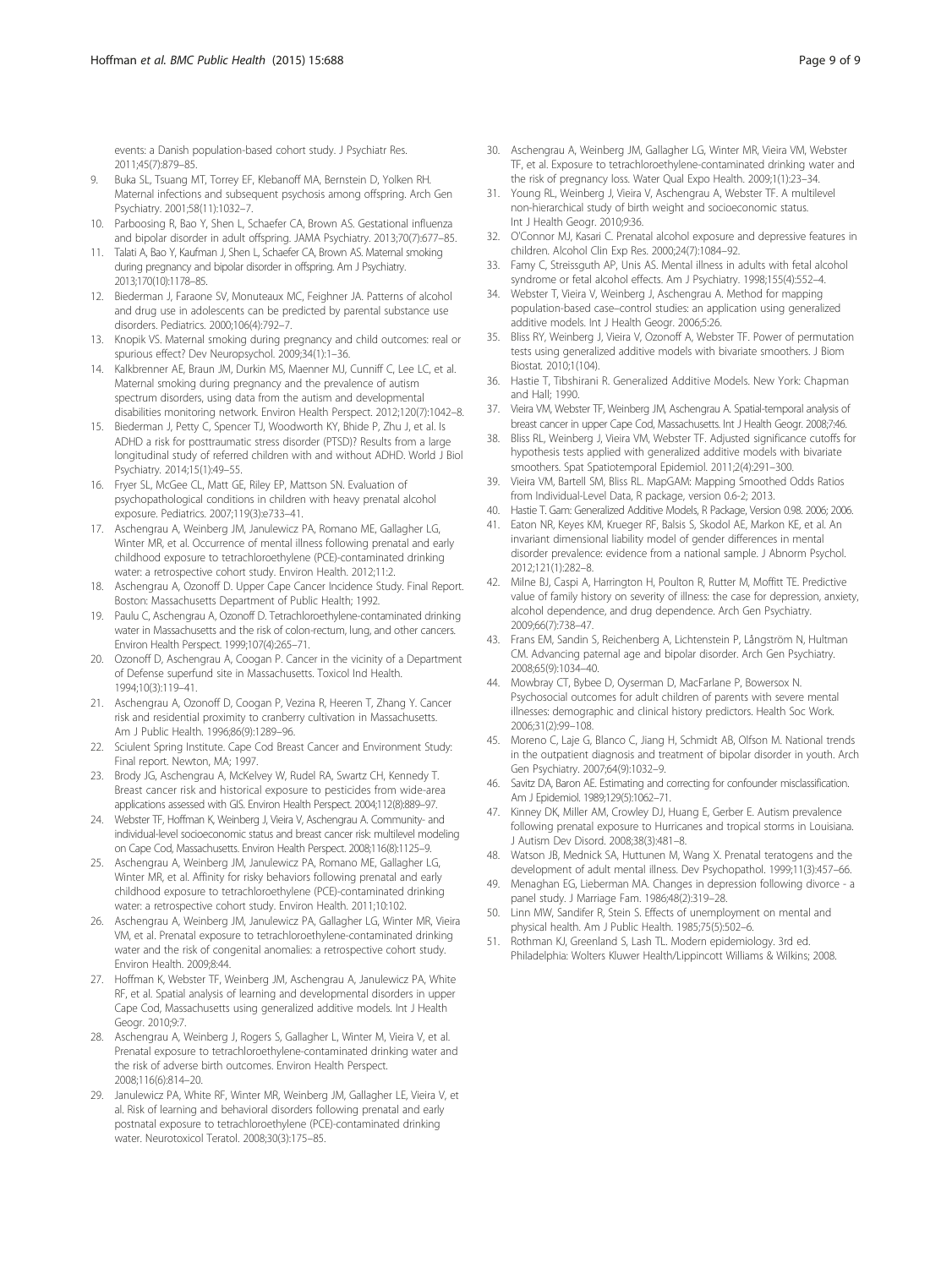events: a Danish population-based cohort study. J Psychiatr Res. 2011;45(7):879–85.

9. Buka SL, Tsuang MT, Torrey EF, Klebanoff MA, Bernstein D, Yolken RH. Maternal infections and subsequent psychosis among offspring. Arch Gen Psychiatry. 2001;58(11):1032–7.
10. Parboosing R, Bao Y, Shen L, Schaefer CA, Brown AS. Gestational influenza and bipolar disorder in adult offspring. JAMA Psychiatry. 2013;70(7):677–85.
11. Talati A, Bao Y, Kaufman J, Shen L, Schaefer CA, Brown AS. Maternal smoking during pregnancy and bipolar disorder in offspring. Am J Psychiatry. 2013;170(10):1178–85.
12. Biederman J, Faraone SV, Monuteaux MC, Feighner JA. Patterns of alcohol and drug use in adolescents can be predicted by parental substance use disorders. Pediatrics. 2000;106(4):792–7.
13. Knopik VS. Maternal smoking during pregnancy and child outcomes: real or spurious effect? Dev Neuropsychol. 2009;34(1):1–36.
14. Kalkbrenner AE, Braun JM, Durkin MS, Maenner MJ, Cunniff C, Lee LC, et al. Maternal smoking during pregnancy and the prevalence of autism spectrum disorders, using data from the autism and developmental disabilities monitoring network. Environ Health Perspect. 2012;120(7):1042–8.
15. Biederman J, Petty C, Spencer TJ, Woodworth KY, Bhide P, Zhu J, et al. Is ADHD a risk for posttraumatic stress disorder (PTSD)? Results from a large longitudinal study of referred children with and without ADHD. World J Biol Psychiatry. 2014;15(1):49–55.
16. Fryer SL, McGee CL, Matt GE, Riley EP, Mattson SN. Evaluation of psychopathological conditions in children with heavy prenatal alcohol exposure. Pediatrics. 2007;119(3):e733–41.
17. Aschengrau A, Weinberg JM, Janulewicz PA, Romano ME, Gallagher LG, Winter MR, et al. Occurrence of mental illness following prenatal and early childhood exposure to tetrachloroethylene (PCE)-contaminated drinking water: a retrospective cohort study. Environ Health. 2012;11:2.
18. Aschengrau A, Ozonoff D. Upper Cape Cancer Incidence Study. Final Report. Boston: Massachusetts Department of Public Health; 1992.
19. Paulu C, Aschengrau A, Ozonoff D. Tetrachloroethylene-contaminated drinking water in Massachusetts and the risk of colon-rectum, lung, and other cancers. Environ Health Perspect. 1999;107(4):265–71.
20. Ozonoff D, Aschengrau A, Coogan P. Cancer in the vicinity of a Department of Defense superfund site in Massachusetts. Toxicol Ind Health. 1994;10(3):119–41.
21. Aschengrau A, Ozonoff D, Coogan P, Vezina R, Heeren T, Zhang Y. Cancer risk and residential proximity to cranberry cultivation in Massachusetts. Am J Public Health. 1996;86(9):1289–96.
22. Sciulent Spring Institute. Cape Cod Breast Cancer and Environment Study: Final report. Newton, MA; 1997.
23. Brody JG, Aschengrau A, McKelvey W, Rudel RA, Swartz CH, Kennedy T. Breast cancer risk and historical exposure to pesticides from wide-area applications assessed with GIS. Environ Health Perspect. 2004;112(8):889–97.
24. Webster TF, Hoffman K, Weinberg J, Vieira V, Aschengrau A. Community- and individual-level socioeconomic status and breast cancer risk: multilevel modeling on Cape Cod, Massachusetts. Environ Health Perspect. 2008;116(8):1125–9.
25. Aschengrau A, Weinberg JM, Janulewicz PA, Romano ME, Gallagher LG, Winter MR, et al. Affinity for risky behaviors following prenatal and early childhood exposure to tetrachloroethylene (PCE)-contaminated drinking water: a retrospective cohort study. Environ Health. 2011;10:102.
26. Aschengrau A, Weinberg JM, Janulewicz PA, Gallagher LG, Winter MR, Vieira VM, et al. Prenatal exposure to tetrachloroethylene-contaminated drinking water and the risk of congenital anomalies: a retrospective cohort study. Environ Health. 2009;8:44.
27. Hoffman K, Webster TF, Weinberg JM, Aschengrau A, Janulewicz PA, White RF, et al. Spatial analysis of learning and developmental disorders in upper Cape Cod, Massachusetts using generalized additive models. Int J Health Geogr. 2010;9:7.
28. Aschengrau A, Weinberg J, Rogers S, Gallagher L, Winter M, Vieira V, et al. Prenatal exposure to tetrachloroethylene-contaminated drinking water and the risk of adverse birth outcomes. Environ Health Perspect. 2008;116(6):814–20.
29. Janulewicz PA, White RF, Winter MR, Weinberg JM, Gallagher LE, Vieira V, et al. Risk of learning and behavioral disorders following prenatal and early postnatal exposure to tetrachloroethylene (PCE)-contaminated drinking water. Neurotoxicol Teratol. 2008;30(3):175–85.
30. Aschengrau A, Weinberg JM, Gallagher LG, Winter MR, Vieira VM, Webster TF, et al. Exposure to tetrachloroethylene-contaminated drinking water and the risk of pregnancy loss. Water Qual Expo Health. 2009;1(1):23–34.
31. Young RL, Weinberg J, Vieira V, Aschengrau A, Webster TF. A multilevel non-hierarchical study of birth weight and socioeconomic status. Int J Health Geogr. 2010;9:36.
32. O'Connor MJ, Kasari C. Prenatal alcohol exposure and depressive features in children. Alcohol Clin Exp Res. 2000;24(7):1084–92.
33. Famy C, Streissguth AP, Unis AS. Mental illness in adults with fetal alcohol syndrome or fetal alcohol effects. Am J Psychiatry. 1998;155(4):552–4.
34. Webster T, Vieira V, Weinberg J, Aschengrau A. Method for mapping population-based case–control studies: an application using generalized additive models. Int J Health Geogr. 2006;5:26.
35. Bliss RY, Weinberg J, Vieira V, Ozonoff A, Webster TF. Power of permutation tests using generalized additive models with bivariate smoothers. J Biom Biostat. 2010;1(104).
36. Hastie T, Tibshirani R. Generalized Additive Models. New York: Chapman and Hall; 1990.
37. Vieira VM, Webster TF, Weinberg JM, Aschengrau A. Spatial-temporal analysis of breast cancer in upper Cape Cod, Massachusetts. Int J Health Geogr. 2008;7:46.
38. Bliss RL, Weinberg J, Vieira VM, Webster TF. Adjusted significance cutoffs for hypothesis tests applied with generalized additive models with bivariate smoothers. Spat Spatiotemporal Epidemiol. 2011;2(4):291–300.
39. Vieira VM, Bartell SM, Bliss RL. MapGAM: Mapping Smoothed Odds Ratios from Individual-Level Data, R package, version 0.6-2; 2013.
40. Hastie T. Gam: Generalized Additive Models, R Package, Version 0.98. 2006; 2006.
41. Eaton NR, Keyes KM, Krueger RF, Balsis S, Skodol AE, Markon KE, et al. An invariant dimensional liability model of gender differences in mental disorder prevalence: evidence from a national sample. J Abnorm Psychol. 2012;121(1):282–8.
42. Milne BJ, Caspi A, Harrington H, Poulton R, Rutter M, Moffitt TE. Predictive value of family history on severity of illness: the case for depression, anxiety, alcohol dependence, and drug dependence. Arch Gen Psychiatry. 2009;66(7):738–47.
43. Frans EM, Sandin S, Reichenberg A, Lichtenstein P, Långström N, Hultman CM. Advancing paternal age and bipolar disorder. Arch Gen Psychiatry. 2008;65(9):1034–40.
44. Mowbray CT, Bybee D, Oyserman D, MacFarlane P, Bowersox N. Psychosocial outcomes for adult children of parents with severe mental illnesses: demographic and clinical history predictors. Health Soc Work. 2006;31(2):99–108.
45. Moreno C, Laje G, Blanco C, Jiang H, Schmidt AB, Olfson M. National trends in the outpatient diagnosis and treatment of bipolar disorder in youth. Arch Gen Psychiatry. 2007;64(9):1032–9.
46. Savitz DA, Baron AE. Estimating and correcting for confounder misclassification. Am J Epidemiol. 1989;129(5):1062–71.
47. Kinney DK, Miller AM, Crowley DJ, Huang E, Gerber E. Autism prevalence following prenatal exposure to Hurricanes and tropical storms in Louisiana. J Autism Dev Disord. 2008;38(3):481–8.
48. Watson JB, Mednick SA, Huttunen M, Wang X. Prenatal teratogens and the development of adult mental illness. Dev Psychopathol. 1999;11(3):457–66.
49. Menaghan EG, Lieberman MA. Changes in depression following divorce - a panel study. J Marriage Fam. 1986;48(2):319–28.
50. Linn MW, Sandifer R, Stein S. Effects of unemployment on mental and physical health. Am J Public Health. 1985;75(5):502–6.
51. Rothman KJ, Greenland S, Lash TL. Modern epidemiology. 3rd ed. Philadelphia: Wolters Kluwer Health/Lippincott Williams & Wilkins; 2008.